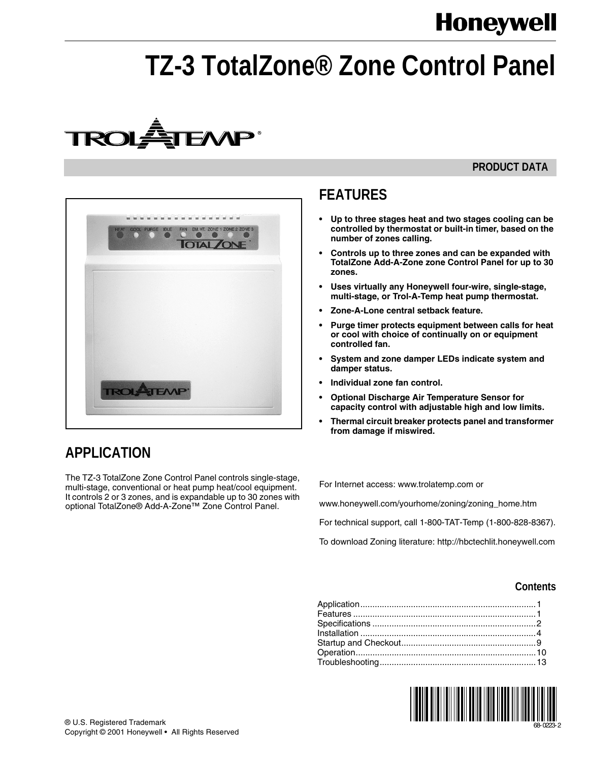Honeywell

# TZ-3 TotalZone® Zone Control Panel

PRODUCT DATA

## FEATURES

- **Up to three stages heat and two stages cooling can be controlled by thermostat or built-in timer, based on the number of zones calling.**
- **Controls up to three zones and can be expanded with TotalZone Add-A-Zone zone Control Panel for up to 30 zones.**
- **Uses virtually any Honeywell four-wire, single-stage, multi-stage, or Trol-A-Temp heat pump thermostat.**
- **Zone-A-Lone central setback feature.**
- **Purge timer protects equipment between calls for heat or cool with choice of continually on or equipment controlled fan.**
- **System and zone damper LEDs indicate system and damper status.**
- **Individual zone fan control.**
- **Optional Discharge Air Temperature Sensor for capacity control with adjustable high and low limits.**
- **Thermal circuit breaker protects panel and transformer from damage if miswired.**

## APPLICATION

The TZ-3 TotalZone Zone Control Panel controls single-stage, multi-stage, conventional or heat pump heat/cool equipment. It controls 2 or 3 zones, and is expandable up to 30 zones with optional TotalZone® Add-A-Zone™ Zone Control Panel.

For Internet access: www.trolatemp.com or

www.honeywell.com/yourhome/zoning/zoning_home.htm

For technical support, call 1-800-TAT-Temp (1-800-828-8367).

To download Zoning literature: http://hbctechlit.honeywell.com

### Contents

| | |
|---|---|
| Application | 1 |
| Features | 1 |
| Specifications | 2 |
| Installation | 4 |
| Startup and Checkout | 9 |
| Operation | 10 |
| Troubleshooting | 13 |

® U.S. Registered Trademark
Copyright © 2001 Honeywell • All Rights Reserved

68-0223-2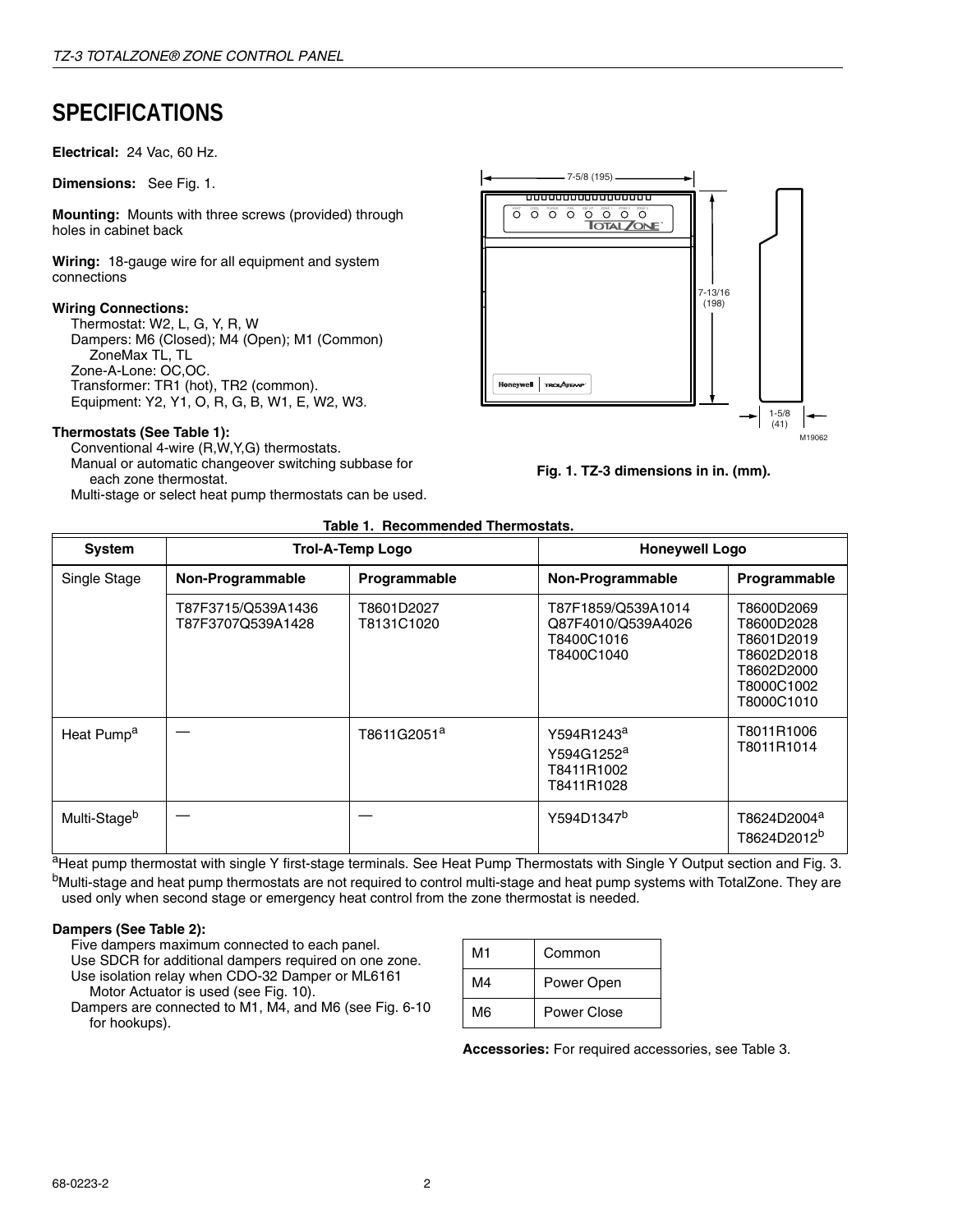# SPECIFICATIONS

**Electrical:** 24 Vac, 60 Hz.

**Dimensions:** See Fig. 1.

**Mounting:** Mounts with three screws (provided) through holes in cabinet back

**Wiring:** 18-gauge wire for all equipment and system connections

**Wiring Connections:**

Thermostat: W2, L, G, Y, R, W
Dampers: M6 (Closed); M4 (Open); M1 (Common)
ZoneMax TL, TL
Zone-A-Lone: OC,OC.
Transformer: TR1 (hot), TR2 (common).
Equipment: Y2, Y1, O, R, G, B, W1, E, W2, W3.

**Thermostats (See Table 1):**

Conventional 4-wire (R,W,Y,G) thermostats.
Manual or automatic changeover switching subbase for each zone thermostat.
Multi-stage or select heat pump thermostats can be used.

Fig. 1. TZ-3 dimensions in in. (mm).

**Table 1. Recommended Thermostats.**

| System | Trol-A-Temp Logo | | Honeywell Logo | |
|---|---|---|---|---|
| | Non-Programmable | Programmable | Non-Programmable | Programmable |
| Single Stage | T87F3715/Q539A1436<br>T87F3707Q539A1428 | T8601D2027<br>T8131C1020 | T87F1859/Q539A1014<br>Q87F4010/Q539A4026<br>T8400C1016<br>T8400C1040 | T8600D2069<br>T8600D2028<br>T8601D2019<br>T8602D2018<br>T8602D2000<br>T8000C1002<br>T8000C1010 |
| Heat Pump[a] | — | T8611G2051[a] | Y594R1243[a]<br>Y594G1252[a]<br>T8411R1002<br>T8411R1028 | T8011R1006<br>T8011R1014 |
| Multi-Stage[b] | — | — | Y594D1347[b] | T8624D2004[a]<br>T8624D2012[b] |

[a]Heat pump thermostat with single Y first-stage terminals. See Heat Pump Thermostats with Single Y Output section and Fig. 3.
[b]Multi-stage and heat pump thermostats are not required to control multi-stage and heat pump systems with TotalZone. They are used only when second stage or emergency heat control from the zone thermostat is needed.

**Dampers (See Table 2):**

Five dampers maximum connected to each panel.
Use SDCR for additional dampers required on one zone.
Use isolation relay when CDO-32 Damper or ML6161 Motor Actuator is used (see Fig. 10).
Dampers are connected to M1, M4, and M6 (see Fig. 6-10 for hookups).

| M1 | Common |
|---|---|
| M4 | Power Open |
| M6 | Power Close |

**Accessories:** For required accessories, see Table 3.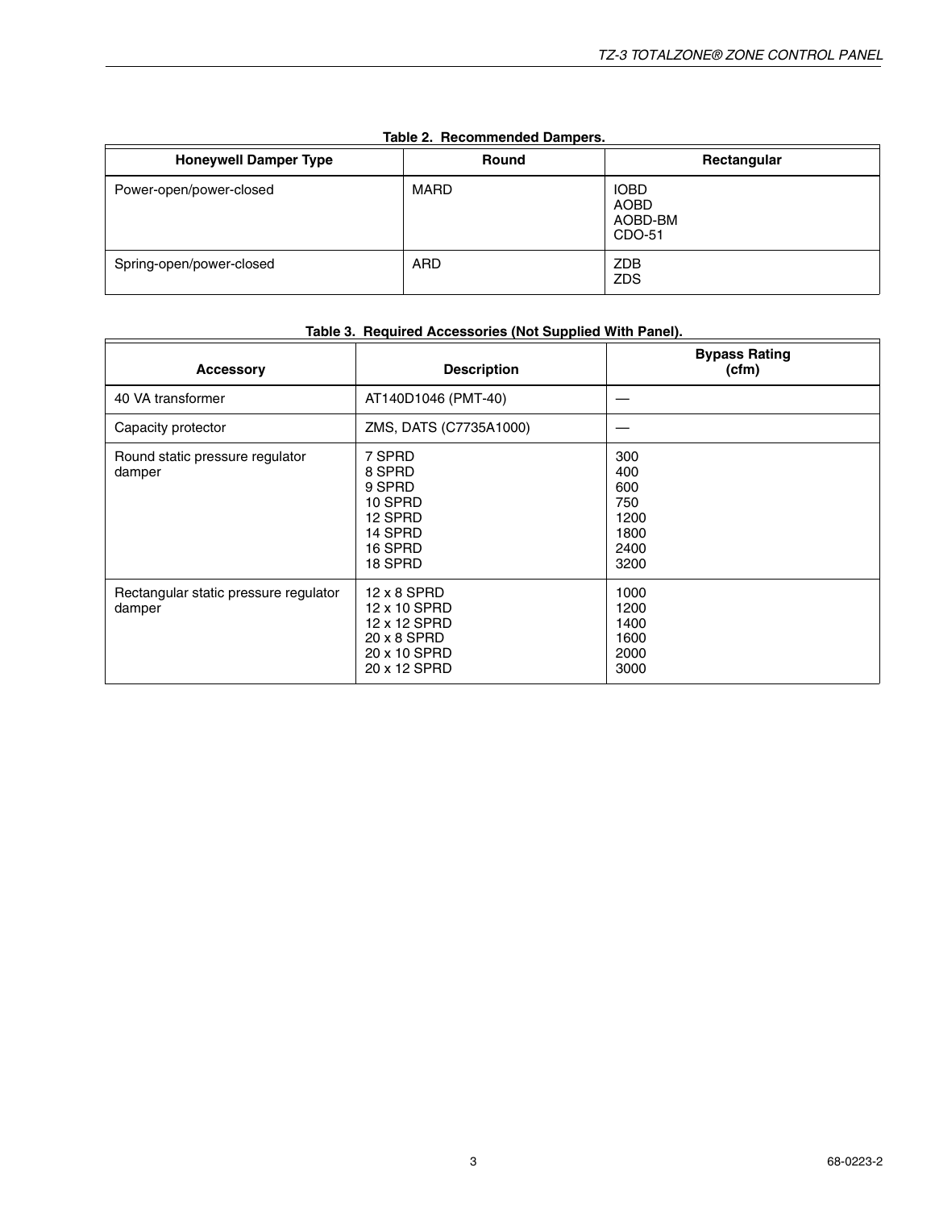Table 2. Recommended Dampers.

| Honeywell Damper Type | Round | Rectangular |
| --- | --- | --- |
| Power-open/power-closed | MARD | IOBD<br>AOBD<br>AOBD-BM<br>CDO-51 |
| Spring-open/power-closed | ARD | ZDB<br>ZDS |

Table 3. Required Accessories (Not Supplied With Panel).

| Accessory | Description | Bypass Rating (cfm) |
| --- | --- | --- |
| 40 VA transformer | AT140D1046 (PMT-40) | — |
| Capacity protector | ZMS, DATS (C7735A1000) | — |
| Round static pressure regulator damper | 7 SPRD<br>8 SPRD<br>9 SPRD<br>10 SPRD<br>12 SPRD<br>14 SPRD<br>16 SPRD<br>18 SPRD | 300<br>400<br>600<br>750<br>1200<br>1800<br>2400<br>3200 |
| Rectangular static pressure regulator damper | 12 x 8 SPRD<br>12 x 10 SPRD<br>12 x 12 SPRD<br>20 x 8 SPRD<br>20 x 10 SPRD<br>20 x 12 SPRD | 1000<br>1200<br>1400<br>1600<br>2000<br>3000 |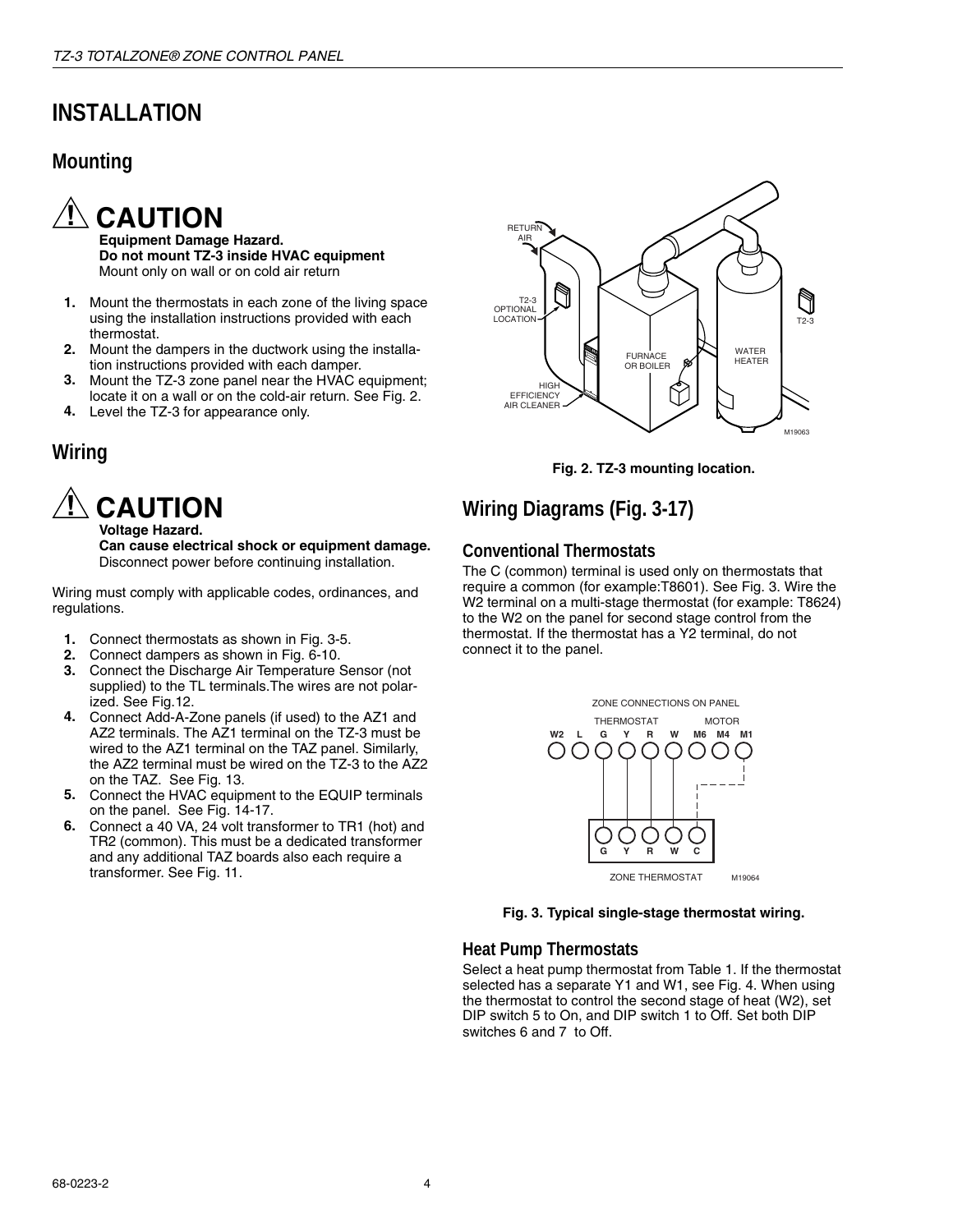# INSTALLATION

## Mounting

**CAUTION**
**Equipment Damage Hazard.**
**Do not mount TZ-3 inside HVAC equipment**
Mount only on wall or on cold air return

1. Mount the thermostats in each zone of the living space using the installation instructions provided with each thermostat.
2. Mount the dampers in the ductwork using the installation instructions provided with each damper.
3. Mount the TZ-3 zone panel near the HVAC equipment; locate it on a wall or on the cold-air return. See Fig. 2.
4. Level the TZ-3 for appearance only.

## Wiring

**CAUTION**
**Voltage Hazard.**
**Can cause electrical shock or equipment damage.**
Disconnect power before continuing installation.

Wiring must comply with applicable codes, ordinances, and regulations.

1. Connect thermostats as shown in Fig. 3-5.
2. Connect dampers as shown in Fig. 6-10.
3. Connect the Discharge Air Temperature Sensor (not supplied) to the TL terminals.The wires are not polarized. See Fig.12.
4. Connect Add-A-Zone panels (if used) to the AZ1 and AZ2 terminals. The AZ1 terminal on the TZ-3 must be wired to the AZ1 terminal on the TAZ panel. Similarly, the AZ2 terminal must be wired on the TZ-3 to the AZ2 on the TAZ. See Fig. 13.
5. Connect the HVAC equipment to the EQUIP terminals on the panel. See Fig. 14-17.
6. Connect a 40 VA, 24 volt transformer to TR1 (hot) and TR2 (common). This must be a dedicated transformer and any additional TAZ boards also each require a transformer. See Fig. 11.

Fig. 2. TZ-3 mounting location.

## Wiring Diagrams (Fig. 3-17)

### Conventional Thermostats

The C (common) terminal is used only on thermostats that require a common (for example:T8601). See Fig. 3. Wire the W2 terminal on a multi-stage thermostat (for example: T8624) to the W2 on the panel for second stage control from the thermostat. If the thermostat has a Y2 terminal, do not connect it to the panel.

Fig. 3. Typical single-stage thermostat wiring.

### Heat Pump Thermostats

Select a heat pump thermostat from Table 1. If the thermostat selected has a separate Y1 and W1, see Fig. 4. When using the thermostat to control the second stage of heat (W2), set DIP switch 5 to On, and DIP switch 1 to Off. Set both DIP switches 6 and 7 to Off.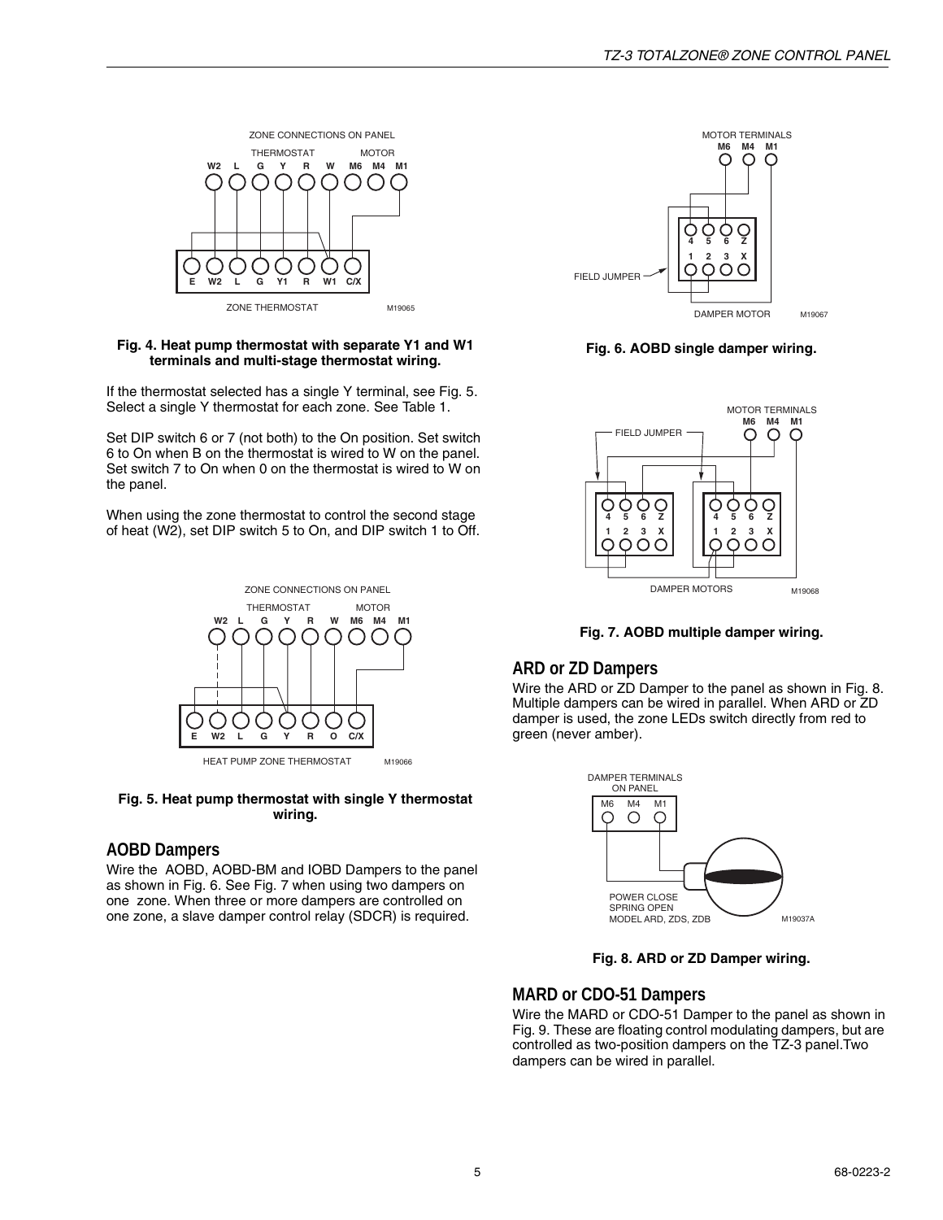Fig. 4. Heat pump thermostat with separate Y1 and W1 terminals and multi-stage thermostat wiring.

If the thermostat selected has a single Y terminal, see Fig. 5. Select a single Y thermostat for each zone. See Table 1.

Set DIP switch 6 or 7 (not both) to the On position. Set switch 6 to On when B on the thermostat is wired to W on the panel. Set switch 7 to On when 0 on the thermostat is wired to W on the panel.

When using the zone thermostat to control the second stage of heat (W2), set DIP switch 5 to On, and DIP switch 1 to Off.

Fig. 5. Heat pump thermostat with single Y thermostat wiring.

## AOBD Dampers

Wire the AOBD, AOBD-BM and IOBD Dampers to the panel as shown in Fig. 6. See Fig. 7 when using two dampers on one zone. When three or more dampers are controlled on one zone, a slave damper control relay (SDCR) is required.

Fig. 6. AOBD single damper wiring.

Fig. 7. AOBD multiple damper wiring.

## ARD or ZD Dampers

Wire the ARD or ZD Damper to the panel as shown in Fig. 8. Multiple dampers can be wired in parallel. When ARD or ZD damper is used, the zone LEDs switch directly from red to green (never amber).

Fig. 8. ARD or ZD Damper wiring.

## MARD or CDO-51 Dampers

Wire the MARD or CDO-51 Damper to the panel as shown in Fig. 9. These are floating control modulating dampers, but are controlled as two-position dampers on the TZ-3 panel.Two dampers can be wired in parallel.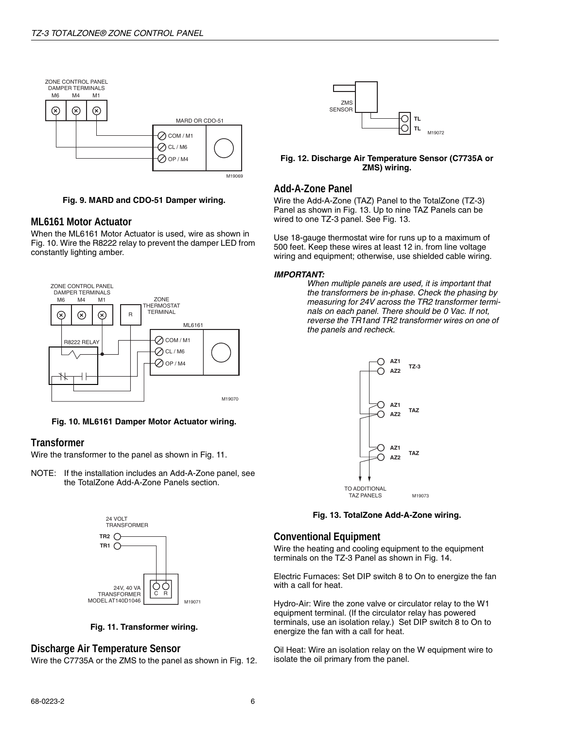Fig. 9. MARD and CDO-51 Damper wiring.

## ML6161 Motor Actuator

When the ML6161 Motor Actuator is used, wire as shown in Fig. 10. Wire the R8222 relay to prevent the damper LED from constantly lighting amber.

Fig. 10. ML6161 Damper Motor Actuator wiring.

## Transformer

Wire the transformer to the panel as shown in Fig. 11.

NOTE: If the installation includes an Add-A-Zone panel, see the TotalZone Add-A-Zone Panels section.

Fig. 11. Transformer wiring.

## Discharge Air Temperature Sensor

Wire the C7735A or the ZMS to the panel as shown in Fig. 12.

Fig. 12. Discharge Air Temperature Sensor (C7735A or ZMS) wiring.

## Add-A-Zone Panel

Wire the Add-A-Zone (TAZ) Panel to the TotalZone (TZ-3) Panel as shown in Fig. 13. Up to nine TAZ Panels can be wired to one TZ-3 panel. See Fig. 13.

Use 18-gauge thermostat wire for runs up to a maximum of 500 feet. Keep these wires at least 12 in. from line voltage wiring and equipment; otherwise, use shielded cable wiring.

***IMPORTANT:***
*When multiple panels are used, it is important that the transformers be in-phase. Check the phasing by measuring for 24V across the TR2 transformer terminals on each panel. There should be 0 Vac. If not, reverse the TR1and TR2 transformer wires on one of the panels and recheck.*

Fig. 13. TotalZone Add-A-Zone wiring.

## Conventional Equipment

Wire the heating and cooling equipment to the equipment terminals on the TZ-3 Panel as shown in Fig. 14.

Electric Furnaces: Set DIP switch 8 to On to energize the fan with a call for heat.

Hydro-Air: Wire the zone valve or circulator relay to the W1 equipment terminal. (If the circulator relay has powered terminals, use an isolation relay.) Set DIP switch 8 to On to energize the fan with a call for heat.

Oil Heat: Wire an isolation relay on the W equipment wire to isolate the oil primary from the panel.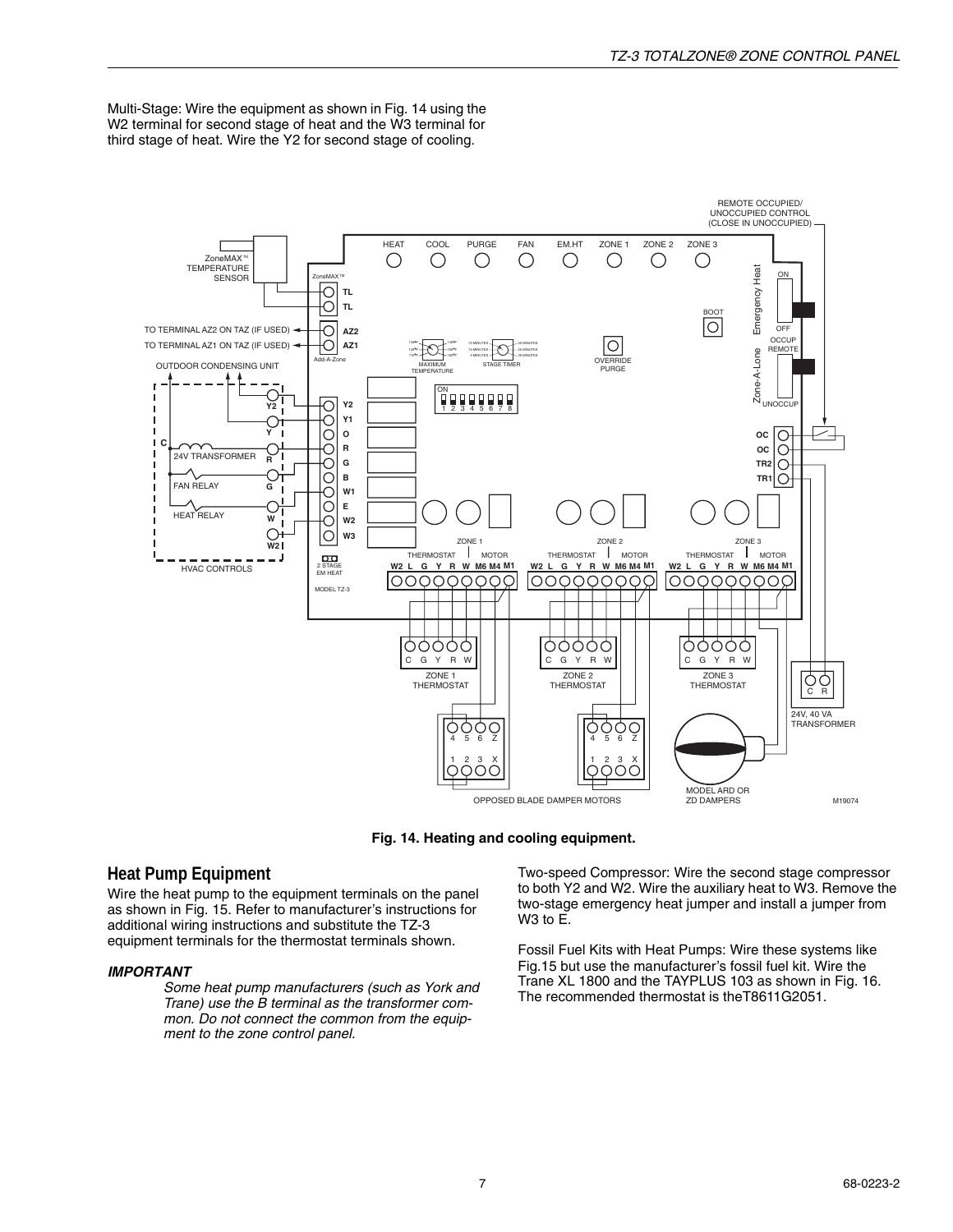Multi-Stage: Wire the equipment as shown in Fig. 14 using the W2 terminal for second stage of heat and the W3 terminal for third stage of heat. Wire the Y2 for second stage of cooling.

**Fig. 14. Heating and cooling equipment.**

## Heat Pump Equipment

Wire the heat pump to the equipment terminals on the panel as shown in Fig. 15. Refer to manufacturer's instructions for additional wiring instructions and substitute the TZ-3 equipment terminals for the thermostat terminals shown.

***IMPORTANT***

*Some heat pump manufacturers (such as York and Trane) use the B terminal as the transformer common. Do not connect the common from the equipment to the zone control panel.*

Two-speed Compressor: Wire the second stage compressor to both Y2 and W2. Wire the auxiliary heat to W3. Remove the two-stage emergency heat jumper and install a jumper from W3 to E.

Fossil Fuel Kits with Heat Pumps: Wire these systems like Fig.15 but use the manufacturer's fossil fuel kit. Wire the Trane XL 1800 and the TAYPLUS 103 as shown in Fig. 16. The recommended thermostat is theT8611G2051.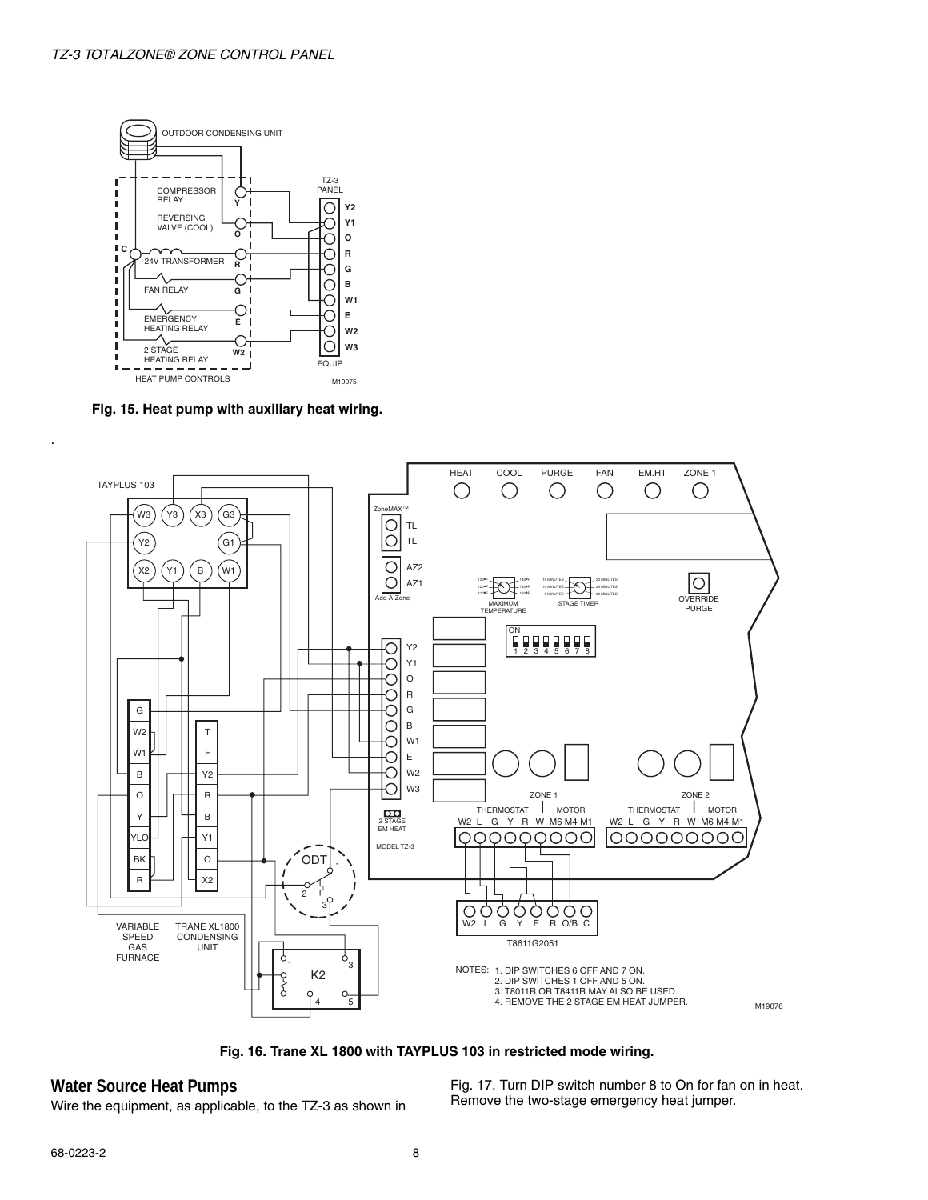Fig. 15. Heat pump with auxiliary heat wiring.

Fig. 16. Trane XL 1800 with TAYPLUS 103 in restricted mode wiring.

## Water Source Heat Pumps

Wire the equipment, as applicable, to the TZ-3 as shown in Fig. 17. Turn DIP switch number 8 to On for fan on in heat. Remove the two-stage emergency heat jumper.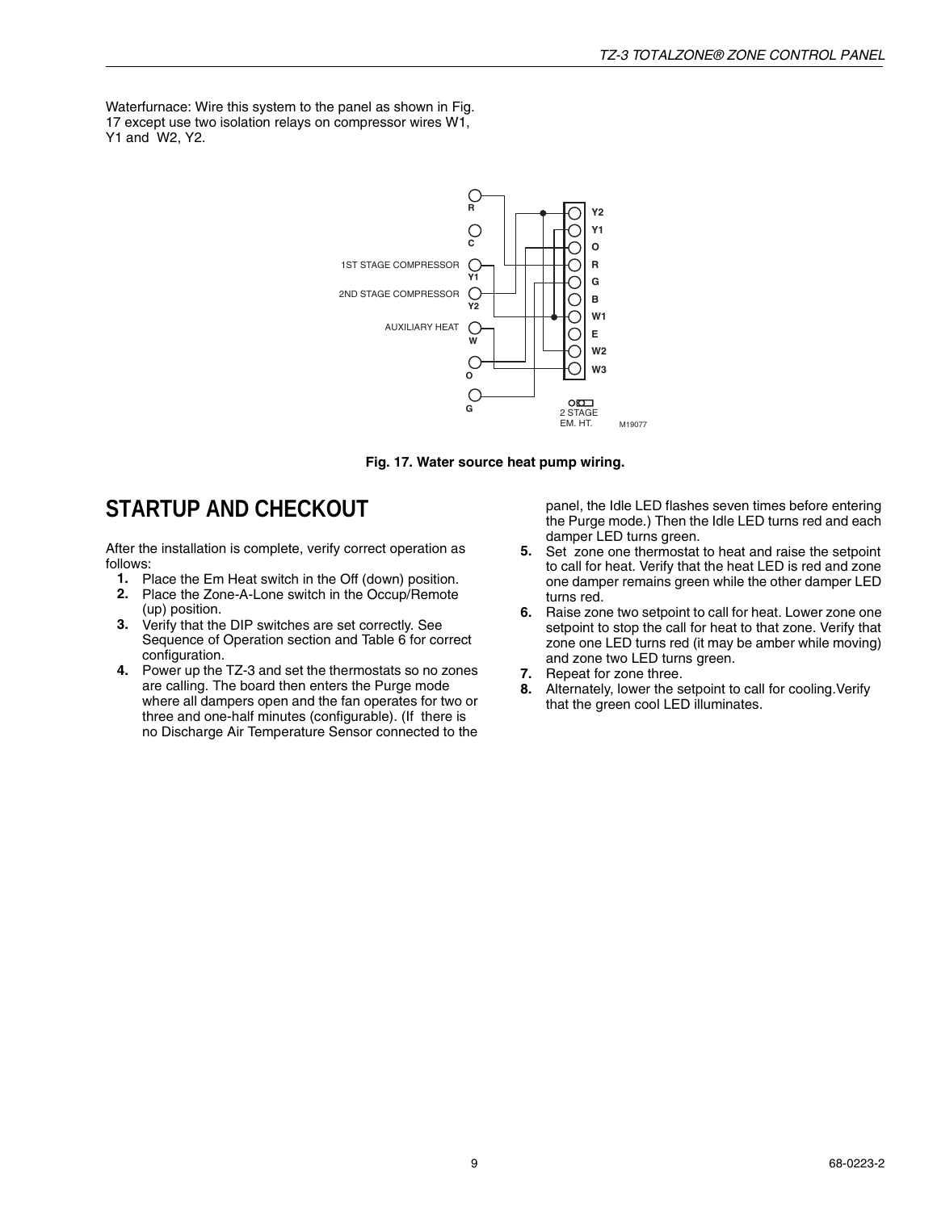Waterfurnace: Wire this system to the panel as shown in Fig. 17 except use two isolation relays on compressor wires W1, Y1 and W2, Y2.

Fig. 17. Water source heat pump wiring.

## STARTUP AND CHECKOUT

After the installation is complete, verify correct operation as follows:

1. Place the Em Heat switch in the Off (down) position.
2. Place the Zone-A-Lone switch in the Occup/Remote (up) position.
3. Verify that the DIP switches are set correctly. See Sequence of Operation section and Table 6 for correct configuration.
4. Power up the TZ-3 and set the thermostats so no zones are calling. The board then enters the Purge mode where all dampers open and the fan operates for two or three and one-half minutes (configurable). (If there is no Discharge Air Temperature Sensor connected to the panel, the Idle LED flashes seven times before entering the Purge mode.) Then the Idle LED turns red and each damper LED turns green.
5. Set zone one thermostat to heat and raise the setpoint to call for heat. Verify that the heat LED is red and zone one damper remains green while the other damper LED turns red.
6. Raise zone two setpoint to call for heat. Lower zone one setpoint to stop the call for heat to that zone. Verify that zone one LED turns red (it may be amber while moving) and zone two LED turns green.
7. Repeat for zone three.
8. Alternately, lower the setpoint to call for cooling.Verify that the green cool LED illuminates.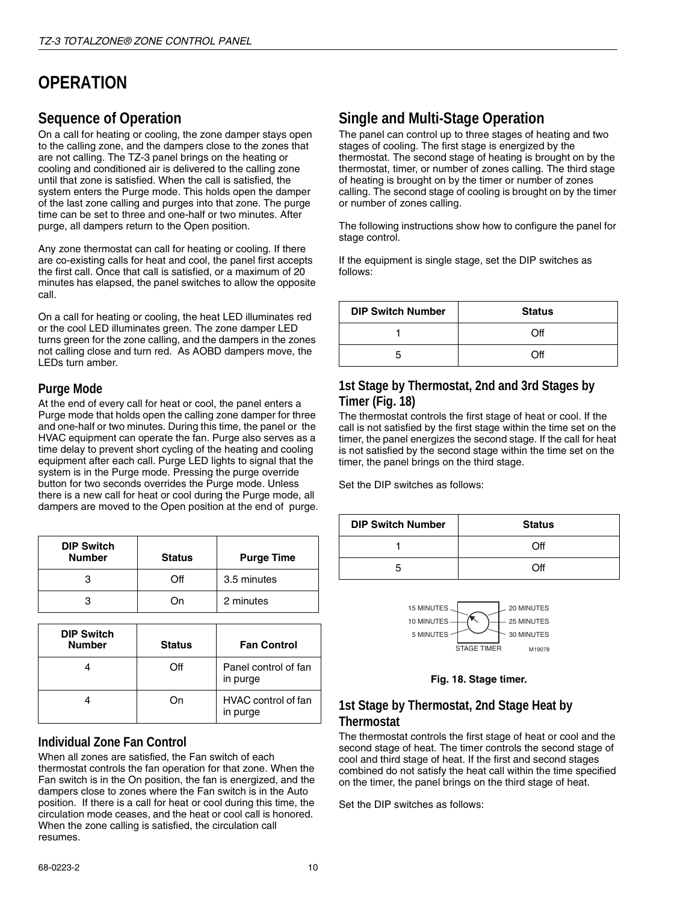# OPERATION

## Sequence of Operation

On a call for heating or cooling, the zone damper stays open to the calling zone, and the dampers close to the zones that are not calling. The TZ-3 panel brings on the heating or cooling and conditioned air is delivered to the calling zone until that zone is satisfied. When the call is satisfied, the system enters the Purge mode. This holds open the damper of the last zone calling and purges into that zone. The purge time can be set to three and one-half or two minutes. After purge, all dampers return to the Open position.

Any zone thermostat can call for heating or cooling. If there are co-existing calls for heat and cool, the panel first accepts the first call. Once that call is satisfied, or a maximum of 20 minutes has elapsed, the panel switches to allow the opposite call.

On a call for heating or cooling, the heat LED illuminates red or the cool LED illuminates green. The zone damper LED turns green for the zone calling, and the dampers in the zones not calling close and turn red. As AOBD dampers move, the LEDs turn amber.

### Purge Mode

At the end of every call for heat or cool, the panel enters a Purge mode that holds open the calling zone damper for three and one-half or two minutes. During this time, the panel or the HVAC equipment can operate the fan. Purge also serves as a time delay to prevent short cycling of the heating and cooling equipment after each call. Purge LED lights to signal that the system is in the Purge mode. Pressing the purge override button for two seconds overrides the Purge mode. Unless there is a new call for heat or cool during the Purge mode, all dampers are moved to the Open position at the end of purge.

| DIP Switch Number | Status | Purge Time |
|---|---|---|
| 3 | Off | 3.5 minutes |
| 3 | On | 2 minutes |

| DIP Switch Number | Status | Fan Control |
|---|---|---|
| 4 | Off | Panel control of fan in purge |
| 4 | On | HVAC control of fan in purge |

### Individual Zone Fan Control

When all zones are satisfied, the Fan switch of each thermostat controls the fan operation for that zone. When the Fan switch is in the On position, the fan is energized, and the dampers close to zones where the Fan switch is in the Auto position. If there is a call for heat or cool during this time, the circulation mode ceases, and the heat or cool call is honored. When the zone calling is satisfied, the circulation call resumes.

## Single and Multi-Stage Operation

The panel can control up to three stages of heating and two stages of cooling. The first stage is energized by the thermostat. The second stage of heating is brought on by the thermostat, timer, or number of zones calling. The third stage of heating is brought on by the timer or number of zones calling. The second stage of cooling is brought on by the timer or number of zones calling.

The following instructions show how to configure the panel for stage control.

If the equipment is single stage, set the DIP switches as follows:

| DIP Switch Number | Status |
|---|---|
| 1 | Off |
| 5 | Off |

### 1st Stage by Thermostat, 2nd and 3rd Stages by Timer (Fig. 18)

The thermostat controls the first stage of heat or cool. If the call is not satisfied by the first stage within the time set on the timer, the panel energizes the second stage. If the call for heat is not satisfied by the second stage within the time set on the timer, the panel brings on the third stage.

Set the DIP switches as follows:

| DIP Switch Number | Status |
|---|---|
| 1 | Off |
| 5 | Off |

15 MINUTES, 10 MINUTES, 5 MINUTES, 20 MINUTES, 25 MINUTES, 30 MINUTES — STAGE TIMER — M19078

**Fig. 18. Stage timer.**

### 1st Stage by Thermostat, 2nd Stage Heat by Thermostat

The thermostat controls the first stage of heat or cool and the second stage of heat. The timer controls the second stage of cool and third stage of heat. If the first and second stages combined do not satisfy the heat call within the time specified on the timer, the panel brings on the third stage of heat.

Set the DIP switches as follows: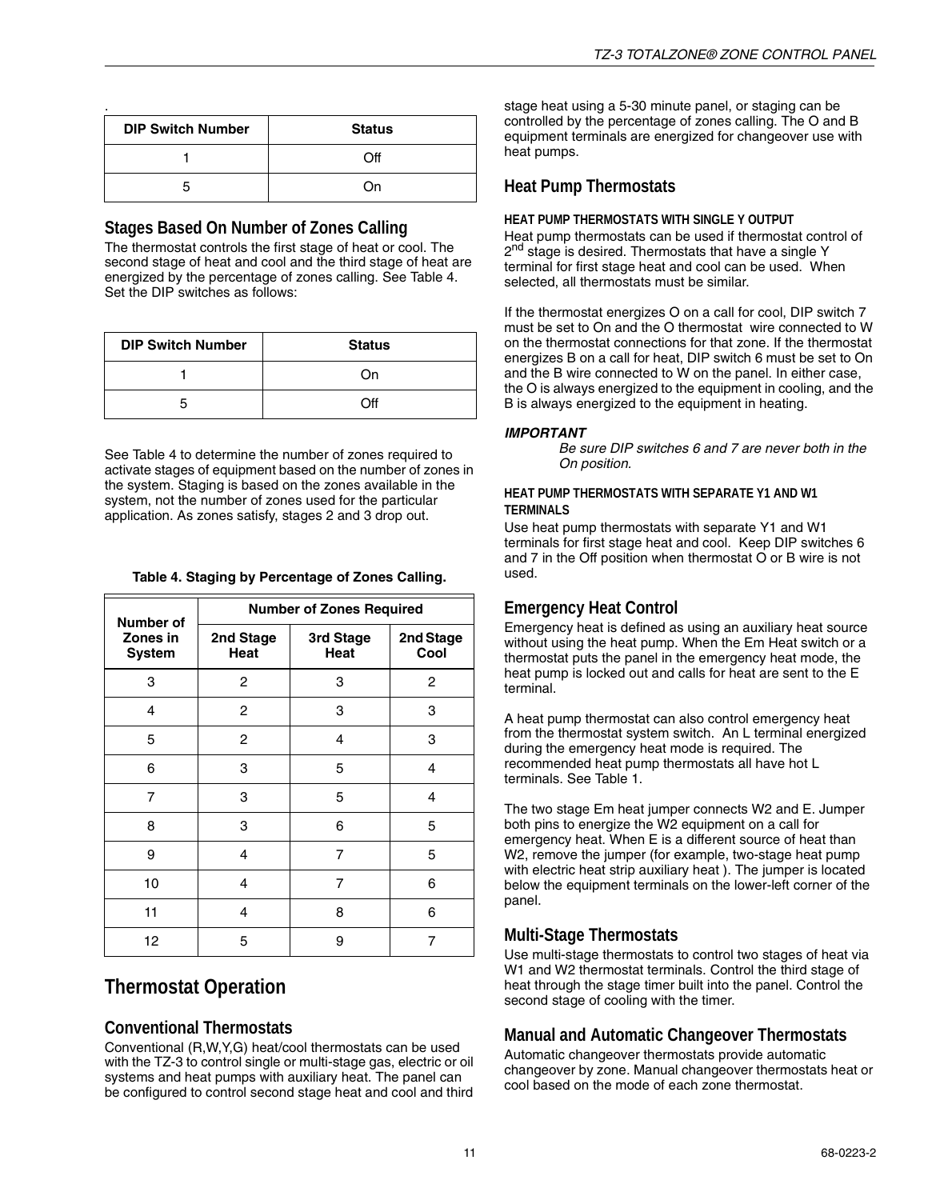| DIP Switch Number | Status |
|---|---|
| 1 | Off |
| 5 | On |

## Stages Based On Number of Zones Calling

The thermostat controls the first stage of heat or cool. The second stage of heat and cool and the third stage of heat are energized by the percentage of zones calling. See Table 4. Set the DIP switches as follows:

| DIP Switch Number | Status |
|---|---|
| 1 | On |
| 5 | Off |

See Table 4 to determine the number of zones required to activate stages of equipment based on the number of zones in the system. Staging is based on the zones available in the system, not the number of zones used for the particular application. As zones satisfy, stages 2 and 3 drop out.

**Table 4. Staging by Percentage of Zones Calling.**

| Number of Zones in System | Number of Zones Required | | |
|---|---|---|---|
| | 2nd Stage Heat | 3rd Stage Heat | 2nd Stage Cool |
| 3 | 2 | 3 | 2 |
| 4 | 2 | 3 | 3 |
| 5 | 2 | 4 | 3 |
| 6 | 3 | 5 | 4 |
| 7 | 3 | 5 | 4 |
| 8 | 3 | 6 | 5 |
| 9 | 4 | 7 | 5 |
| 10 | 4 | 7 | 6 |
| 11 | 4 | 8 | 6 |
| 12 | 5 | 9 | 7 |

# Thermostat Operation

## Conventional Thermostats

Conventional (R,W,Y,G) heat/cool thermostats can be used with the TZ-3 to control single or multi-stage gas, electric or oil systems and heat pumps with auxiliary heat. The panel can be configured to control second stage heat and cool and third stage heat using a 5-30 minute panel, or staging can be controlled by the percentage of zones calling. The O and B equipment terminals are energized for changeover use with heat pumps.

## Heat Pump Thermostats

### HEAT PUMP THERMOSTATS WITH SINGLE Y OUTPUT

Heat pump thermostats can be used if thermostat control of 2nd stage is desired. Thermostats that have a single Y terminal for first stage heat and cool can be used. When selected, all thermostats must be similar.

If the thermostat energizes O on a call for cool, DIP switch 7 must be set to On and the O thermostat wire connected to W on the thermostat connections for that zone. If the thermostat energizes B on a call for heat, DIP switch 6 must be set to On and the B wire connected to W on the panel. In either case, the O is always energized to the equipment in cooling, and the B is always energized to the equipment in heating.

***IMPORTANT***

*Be sure DIP switches 6 and 7 are never both in the On position.*

### HEAT PUMP THERMOSTATS WITH SEPARATE Y1 AND W1 TERMINALS

Use heat pump thermostats with separate Y1 and W1 terminals for first stage heat and cool. Keep DIP switches 6 and 7 in the Off position when thermostat O or B wire is not used.

## Emergency Heat Control

Emergency heat is defined as using an auxiliary heat source without using the heat pump. When the Em Heat switch or a thermostat puts the panel in the emergency heat mode, the heat pump is locked out and calls for heat are sent to the E terminal.

A heat pump thermostat can also control emergency heat from the thermostat system switch. An L terminal energized during the emergency heat mode is required. The recommended heat pump thermostats all have hot L terminals. See Table 1.

The two stage Em heat jumper connects W2 and E. Jumper both pins to energize the W2 equipment on a call for emergency heat. When E is a different source of heat than W2, remove the jumper (for example, two-stage heat pump with electric heat strip auxiliary heat ). The jumper is located below the equipment terminals on the lower-left corner of the panel.

## Multi-Stage Thermostats

Use multi-stage thermostats to control two stages of heat via W1 and W2 thermostat terminals. Control the third stage of heat through the stage timer built into the panel. Control the second stage of cooling with the timer.

## Manual and Automatic Changeover Thermostats

Automatic changeover thermostats provide automatic changeover by zone. Manual changeover thermostats heat or cool based on the mode of each zone thermostat.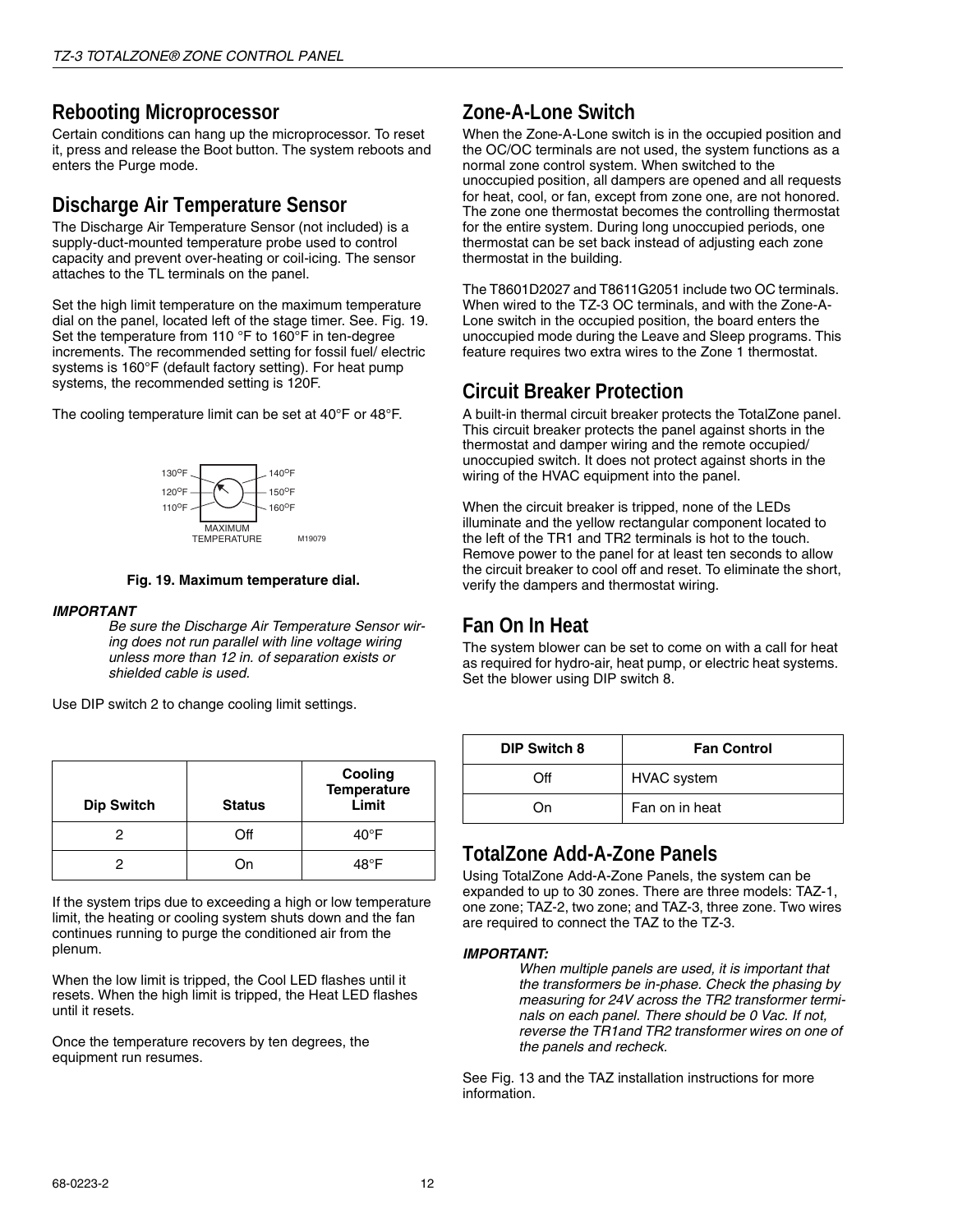## Rebooting Microprocessor

Certain conditions can hang up the microprocessor. To reset it, press and release the Boot button. The system reboots and enters the Purge mode.

## Discharge Air Temperature Sensor

The Discharge Air Temperature Sensor (not included) is a supply-duct-mounted temperature probe used to control capacity and prevent over-heating or coil-icing. The sensor attaches to the TL terminals on the panel.

Set the high limit temperature on the maximum temperature dial on the panel, located left of the stage timer. See. Fig. 19. Set the temperature from 110 °F to 160°F in ten-degree increments. The recommended setting for fossil fuel/ electric systems is 160°F (default factory setting). For heat pump systems, the recommended setting is 120F.

The cooling temperature limit can be set at 40°F or 48°F.

130°F 140°F
120°F 150°F
110°F 160°F
MAXIMUM TEMPERATURE M19079

**Fig. 19. Maximum temperature dial.**

***IMPORTANT***

*Be sure the Discharge Air Temperature Sensor wiring does not run parallel with line voltage wiring unless more than 12 in. of separation exists or shielded cable is used.*

Use DIP switch 2 to change cooling limit settings.

| Dip Switch | Status | Cooling Temperature Limit |
|---|---|---|
| 2 | Off | 40°F |
| 2 | On | 48°F |

If the system trips due to exceeding a high or low temperature limit, the heating or cooling system shuts down and the fan continues running to purge the conditioned air from the plenum.

When the low limit is tripped, the Cool LED flashes until it resets. When the high limit is tripped, the Heat LED flashes until it resets.

Once the temperature recovers by ten degrees, the equipment run resumes.

## Zone-A-Lone Switch

When the Zone-A-Lone switch is in the occupied position and the OC/OC terminals are not used, the system functions as a normal zone control system. When switched to the unoccupied position, all dampers are opened and all requests for heat, cool, or fan, except from zone one, are not honored. The zone one thermostat becomes the controlling thermostat for the entire system. During long unoccupied periods, one thermostat can be set back instead of adjusting each zone thermostat in the building.

The T8601D2027 and T8611G2051 include two OC terminals. When wired to the TZ-3 OC terminals, and with the Zone-A-Lone switch in the occupied position, the board enters the unoccupied mode during the Leave and Sleep programs. This feature requires two extra wires to the Zone 1 thermostat.

## Circuit Breaker Protection

A built-in thermal circuit breaker protects the TotalZone panel. This circuit breaker protects the panel against shorts in the thermostat and damper wiring and the remote occupied/ unoccupied switch. It does not protect against shorts in the wiring of the HVAC equipment into the panel.

When the circuit breaker is tripped, none of the LEDs illuminate and the yellow rectangular component located to the left of the TR1 and TR2 terminals is hot to the touch. Remove power to the panel for at least ten seconds to allow the circuit breaker to cool off and reset. To eliminate the short, verify the dampers and thermostat wiring.

## Fan On In Heat

The system blower can be set to come on with a call for heat as required for hydro-air, heat pump, or electric heat systems. Set the blower using DIP switch 8.

| DIP Switch 8 | Fan Control |
|---|---|
| Off | HVAC system |
| On | Fan on in heat |

## TotalZone Add-A-Zone Panels

Using TotalZone Add-A-Zone Panels, the system can be expanded to up to 30 zones. There are three models: TAZ-1, one zone; TAZ-2, two zone; and TAZ-3, three zone. Two wires are required to connect the TAZ to the TZ-3.

***IMPORTANT:***

*When multiple panels are used, it is important that the transformers be in-phase. Check the phasing by measuring for 24V across the TR2 transformer terminals on each panel. There should be 0 Vac. If not, reverse the TR1and TR2 transformer wires on one of the panels and recheck.*

See Fig. 13 and the TAZ installation instructions for more information.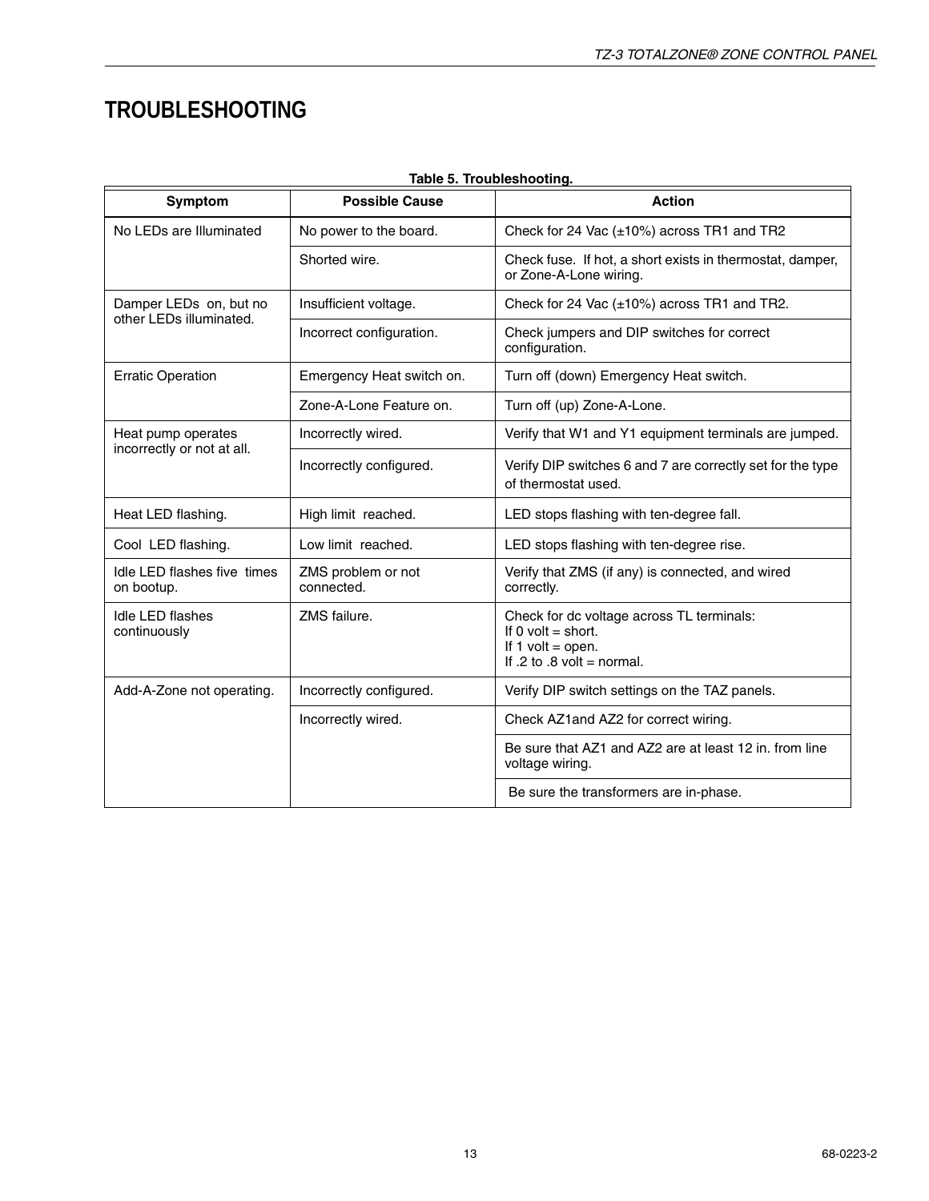# TROUBLESHOOTING

**Table 5. Troubleshooting.**

| Symptom | Possible Cause | Action |
|---|---|---|
| No LEDs are Illuminated | No power to the board. | Check for 24 Vac (±10%) across TR1 and TR2 |
| | Shorted wire. | Check fuse. If hot, a short exists in thermostat, damper, or Zone-A-Lone wiring. |
| Damper LEDs on, but no other LEDs illuminated. | Insufficient voltage. | Check for 24 Vac (±10%) across TR1 and TR2. |
| | Incorrect configuration. | Check jumpers and DIP switches for correct configuration. |
| Erratic Operation | Emergency Heat switch on. | Turn off (down) Emergency Heat switch. |
| | Zone-A-Lone Feature on. | Turn off (up) Zone-A-Lone. |
| Heat pump operates incorrectly or not at all. | Incorrectly wired. | Verify that W1 and Y1 equipment terminals are jumped. |
| | Incorrectly configured. | Verify DIP switches 6 and 7 are correctly set for the type of thermostat used. |
| Heat LED flashing. | High limit reached. | LED stops flashing with ten-degree fall. |
| Cool LED flashing. | Low limit reached. | LED stops flashing with ten-degree rise. |
| Idle LED flashes five times on bootup. | ZMS problem or not connected. | Verify that ZMS (if any) is connected, and wired correctly. |
| Idle LED flashes continuously | ZMS failure. | Check for dc voltage across TL terminals:<br>If 0 volt = short.<br>If 1 volt = open.<br>If .2 to .8 volt = normal. |
| Add-A-Zone not operating. | Incorrectly configured. | Verify DIP switch settings on the TAZ panels. |
| | Incorrectly wired. | Check AZ1and AZ2 for correct wiring. |
| | | Be sure that AZ1 and AZ2 are at least 12 in. from line voltage wiring. |
| | | Be sure the transformers are in-phase. |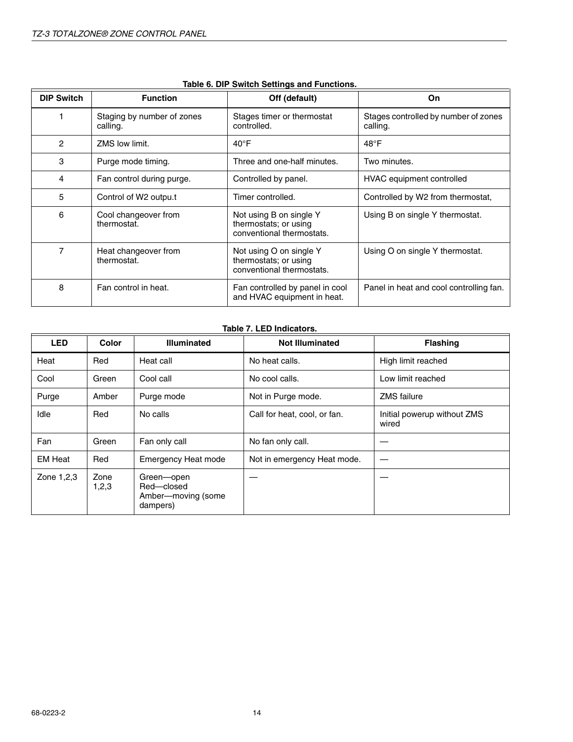**Table 6. DIP Switch Settings and Functions.**

| DIP Switch | Function | Off (default) | On |
|---|---|---|---|
| 1 | Staging by number of zones calling. | Stages timer or thermostat controlled. | Stages controlled by number of zones calling. |
| 2 | ZMS low limit. | 40°F | 48°F |
| 3 | Purge mode timing. | Three and one-half minutes. | Two minutes. |
| 4 | Fan control during purge. | Controlled by panel. | HVAC equipment controlled |
| 5 | Control of W2 outpu.t | Timer controlled. | Controlled by W2 from thermostat, |
| 6 | Cool changeover from thermostat. | Not using B on single Y thermostats; or using conventional thermostats. | Using B on single Y thermostat. |
| 7 | Heat changeover from thermostat. | Not using O on single Y thermostats; or using conventional thermostats. | Using O on single Y thermostat. |
| 8 | Fan control in heat. | Fan controlled by panel in cool and HVAC equipment in heat. | Panel in heat and cool controlling fan. |

**Table 7. LED Indicators.**

| LED | Color | Illuminated | Not Illuminated | Flashing |
|---|---|---|---|---|
| Heat | Red | Heat call | No heat calls. | High limit reached |
| Cool | Green | Cool call | No cool calls. | Low limit reached |
| Purge | Amber | Purge mode | Not in Purge mode. | ZMS failure |
| Idle | Red | No calls | Call for heat, cool, or fan. | Initial powerup without ZMS wired |
| Fan | Green | Fan only call | No fan only call. | — |
| EM Heat | Red | Emergency Heat mode | Not in emergency Heat mode. | — |
| Zone 1,2,3 | Zone 1,2,3 | Green—open<br>Red—closed<br>Amber—moving (some dampers) | — | — |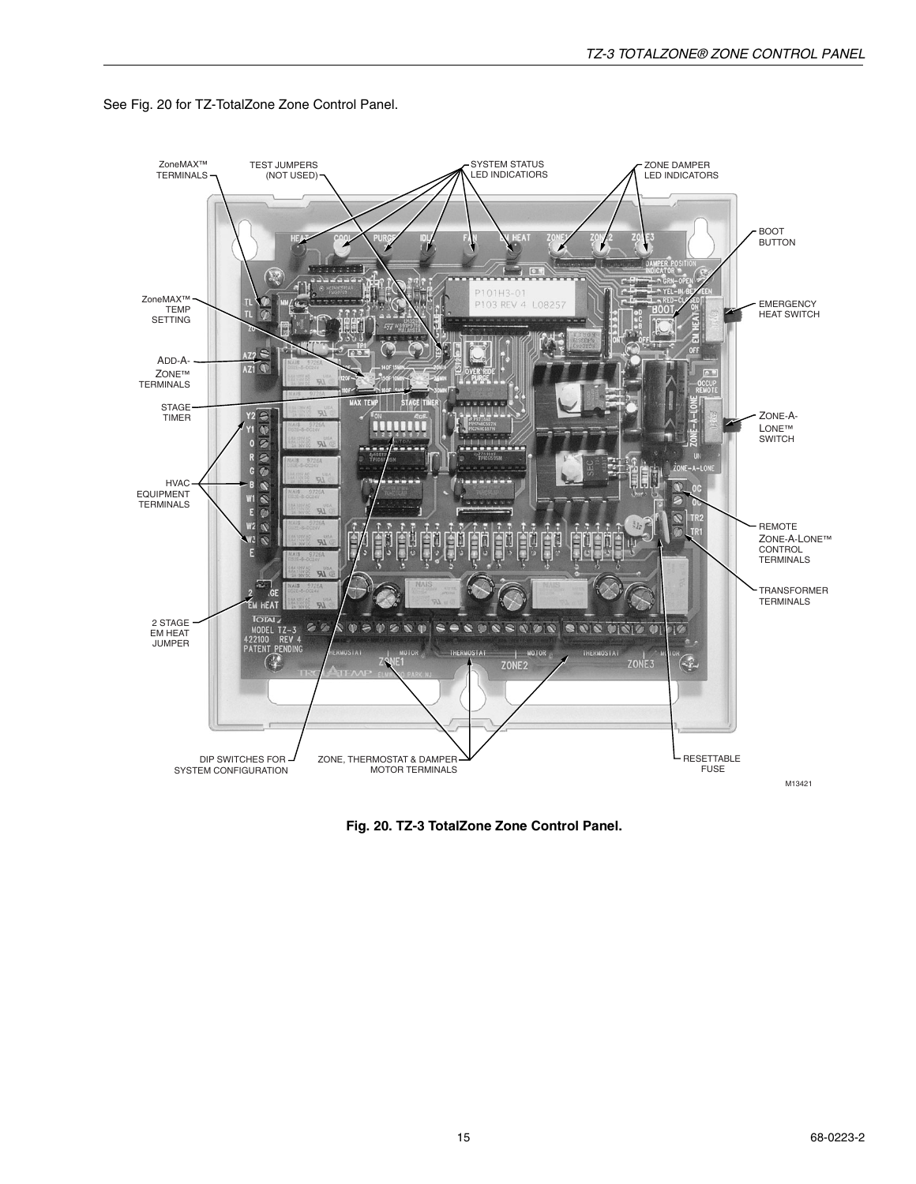See Fig. 20 for TZ-TotalZone Zone Control Panel.

ZoneMAX™ TERMINALS

TEST JUMPERS (NOT USED)

SYSTEM STATUS LED INDICATIORS

ZONE DAMPER LED INDICATORS

BOOT BUTTON

ZoneMAX™ TEMP SETTING

EMERGENCY HEAT SWITCH

ADD-A-ZONE™ TERMINALS

STAGE TIMER

ZONE-A-LONE™ SWITCH

HVAC EQUIPMENT TERMINALS

REMOTE ZONE-A-LONE™ CONTROL TERMINALS

TRANSFORMER TERMINALS

2 STAGE EM HEAT JUMPER

DIP SWITCHES FOR SYSTEM CONFIGURATION

ZONE, THERMOSTAT & DAMPER MOTOR TERMINALS

RESETTABLE FUSE

M13421

**Fig. 20. TZ-3 TotalZone Zone Control Panel.**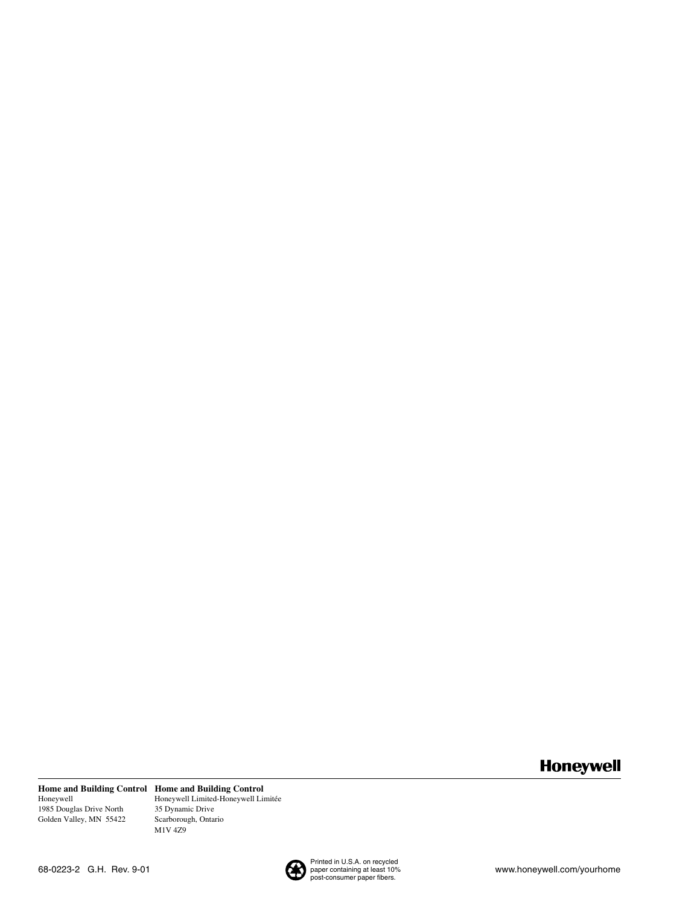**Honeywell**

**Home and Building Control**
Honeywell
1985 Douglas Drive North
Golden Valley, MN 55422

**Home and Building Control**
Honeywell Limited-Honeywell Limitée
35 Dynamic Drive
Scarborough, Ontario
M1V 4Z9

68-0223-2 G.H. Rev. 9-01

Printed in U.S.A. on recycled paper containing at least 10% post-consumer paper fibers.

www.honeywell.com/yourhome